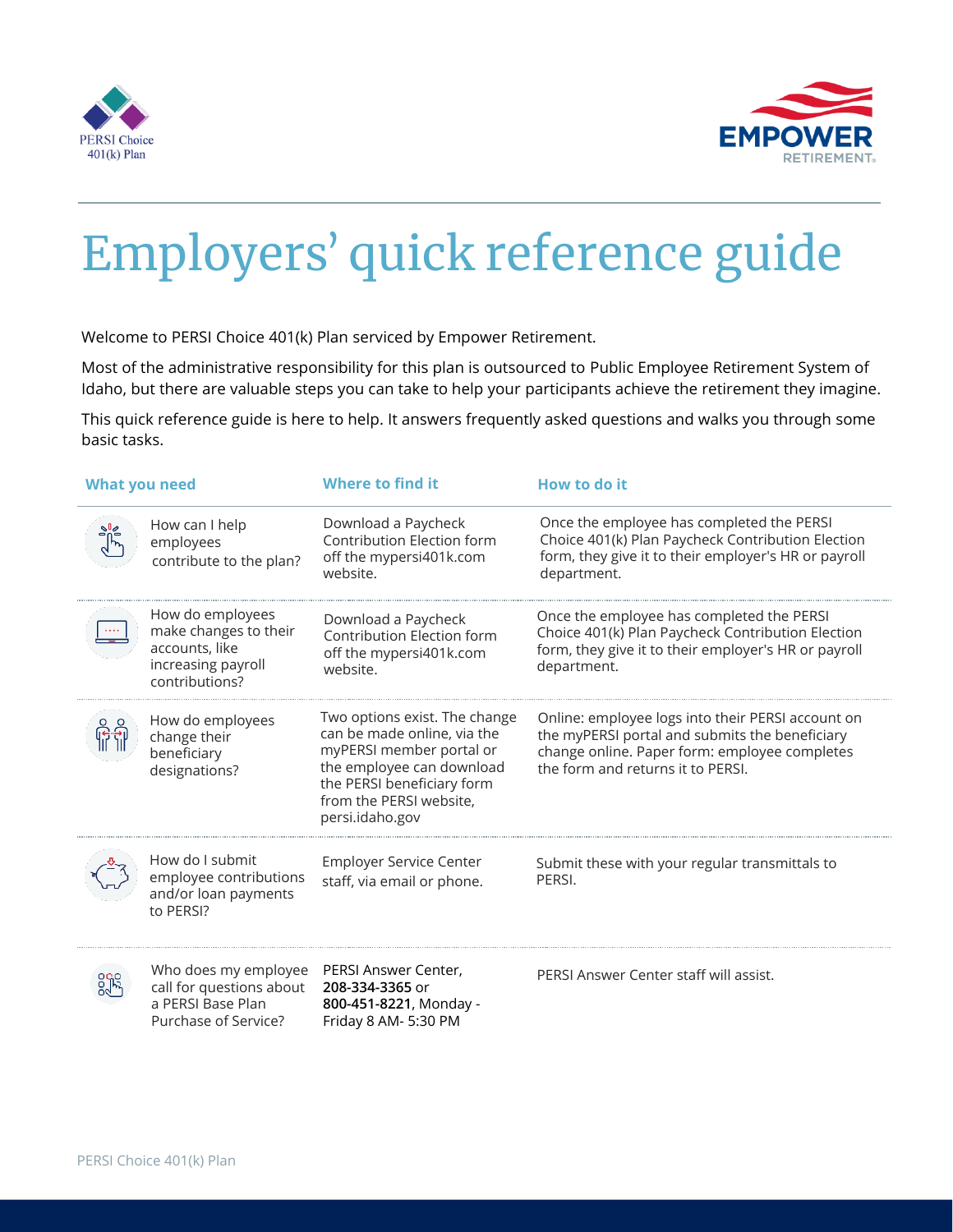PERSI Choice 401(k) Plan

EMPOWER RETIREMENT

# Employers' quick reference guide

Welcome to PERSI Choice 401(k) Plan serviced by Empower Retirement.

Most of the administrative responsibility for this plan is outsourced to Public Employee Retirement System of Idaho, but there are valuable steps you can take to help your participants achieve the retirement they imagine.

This quick reference guide is here to help. It answers frequently asked questions and walks you through some basic tasks.

| What you need | Where to find it | How to do it |
|---|---|---|
| How can I help employees contribute to the plan? | Download a Paycheck Contribution Election form off the mypersi401k.com website. | Once the employee has completed the PERSI Choice 401(k) Plan Paycheck Contribution Election form, they give it to their employer's HR or payroll department. |
| How do employees make changes to their accounts, like increasing payroll contributions? | Download a Paycheck Contribution Election form off the mypersi401k.com website. | Once the employee has completed the PERSI Choice 401(k) Plan Paycheck Contribution Election form, they give it to their employer's HR or payroll department. |
| How do employees change their beneficiary designations? | Two options exist. The change can be made online, via the myPERSI member portal or the employee can download the PERSI beneficiary form from the PERSI website, persi.idaho.gov | Online: employee logs into their PERSI account on the myPERSI portal and submits the beneficiary change online. Paper form: employee completes the form and returns it to PERSI. |
| How do I submit employee contributions and/or loan payments to PERSI? | Employer Service Center staff, via email or phone. | Submit these with your regular transmittals to PERSI. |
| Who does my employee call for questions about a PERSI Base Plan Purchase of Service? | PERSI Answer Center, **208-334-3365** or **800-451-8221**, Monday - Friday 8 AM- 5:30 PM | PERSI Answer Center staff will assist. |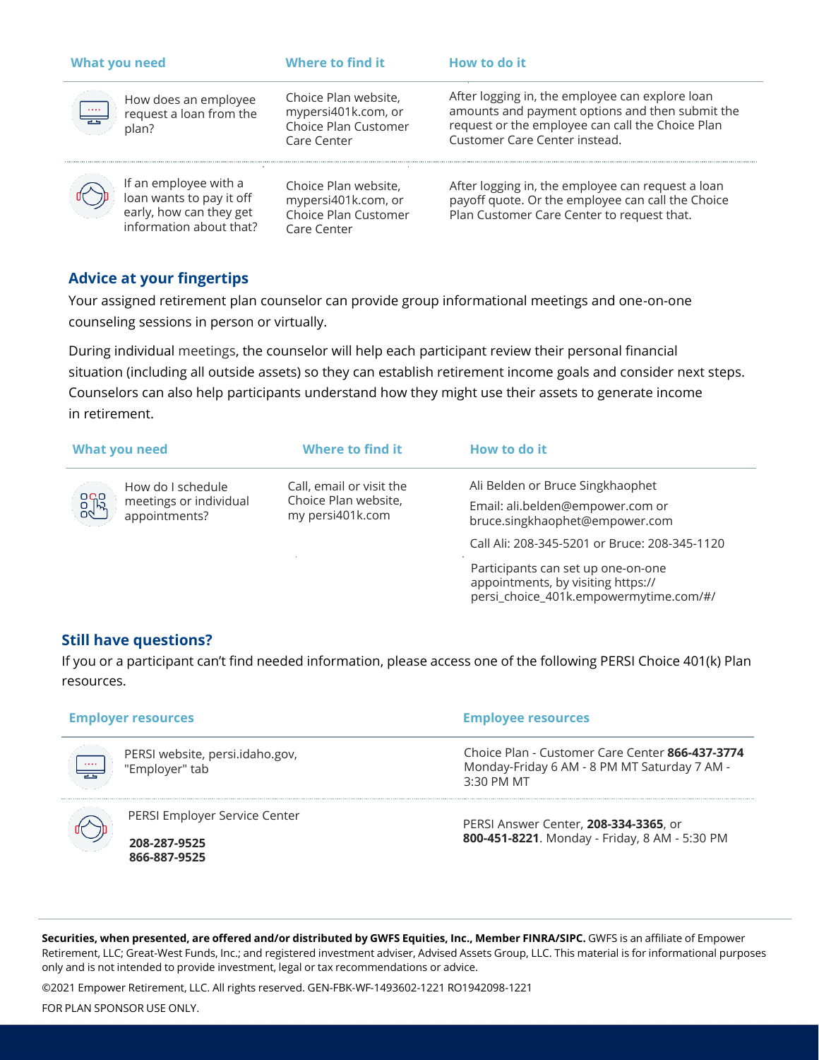| What you need | Where to find it | How to do it |
|---|---|---|
| How does an employee request a loan from the plan? | Choice Plan website, mypersi401k.com, or Choice Plan Customer Care Center | After logging in, the employee can explore loan amounts and payment options and then submit the request or the employee can call the Choice Plan Customer Care Center instead. |
| If an employee with a loan wants to pay it off early, how can they get information about that? | Choice Plan website, mypersi401k.com, or Choice Plan Customer Care Center | After logging in, the employee can request a loan payoff quote. Or the employee can call the Choice Plan Customer Care Center to request that. |

## Advice at your fingertips

Your assigned retirement plan counselor can provide group informational meetings and one-on-one counseling sessions in person or virtually.

During individual meetings, the counselor will help each participant review their personal financial situation (including all outside assets) so they can establish retirement income goals and consider next steps. Counselors can also help participants understand how they might use their assets to generate income in retirement.

| What you need | Where to find it | How to do it |
|---|---|---|
| How do I schedule meetings or individual appointments? | Call, email or visit the Choice Plan website, my persi401k.com | Ali Belden or Bruce Singkhaophet<br>Email: ali.belden@empower.com or bruce.singkhaophet@empower.com<br>Call Ali: 208-345-5201 or Bruce: 208-345-1120<br>Participants can set up one-on-one appointments, by visiting https://persi_choice_401k.empowermytime.com/#/ |

## Still have questions?

If you or a participant can't find needed information, please access one of the following PERSI Choice 401(k) Plan resources.

| Employer resources | Employee resources |
|---|---|
| PERSI website, persi.idaho.gov, "Employer" tab | Choice Plan - Customer Care Center **866-437-3774** Monday-Friday 6 AM - 8 PM MT Saturday 7 AM - 3:30 PM MT |
| PERSI Employer Service Center<br>**208-287-9525**<br>**866-887-9525** | PERSI Answer Center, **208-334-3365**, or **800-451-8221**. Monday - Friday, 8 AM - 5:30 PM |

**Securities, when presented, are offered and/or distributed by GWFS Equities, Inc., Member FINRA/SIPC.** GWFS is an affiliate of Empower Retirement, LLC; Great-West Funds, Inc.; and registered investment adviser, Advised Assets Group, LLC. This material is for informational purposes only and is not intended to provide investment, legal or tax recommendations or advice.

©2021 Empower Retirement, LLC. All rights reserved. GEN-FBK-WF-1493602-1221 RO1942098-1221

FOR PLAN SPONSOR USE ONLY.